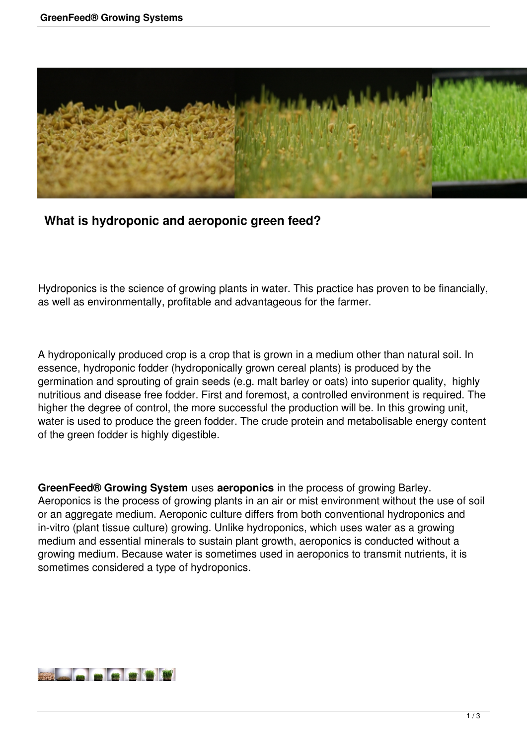## What is hydroponic and aeroponic green feed?

Hydroponics is the science of growing plants in water. This practice has proven to be financially, as well as environmentally, profitable and advantageous for the farmer.

A hydroponically produced crop is a crop that is grown in a medium other than natural soil. In essence, hydroponic fodder (hydroponically grown cereal plants) is produced by the germination and sprouting of grain seeds (e.g. malt barley or oats) into superior quality, highly nutritious and disease free fodder. First and foremost, a controlled environment is required. The higher the degree of control, the more successful the production will be. In this growing unit, water is used to produce the green fodder. The crude protein and metabolisable energy content of the green fodder is highly digestible.

**GreenFeed® Growing System** uses **aeroponics** in the process of growing Barley. Aeroponics is the process of growing plants in an air or mist environment without the use of soil or an aggregate medium. Aeroponic culture differs from both conventional hydroponics and in-vitro (plant tissue culture) growing. Unlike hydroponics, which uses water as a growing medium and essential minerals to sustain plant growth, aeroponics is conducted without a growing medium. Because water is sometimes used in aeroponics to transmit nutrients, it is sometimes considered a type of hydroponics.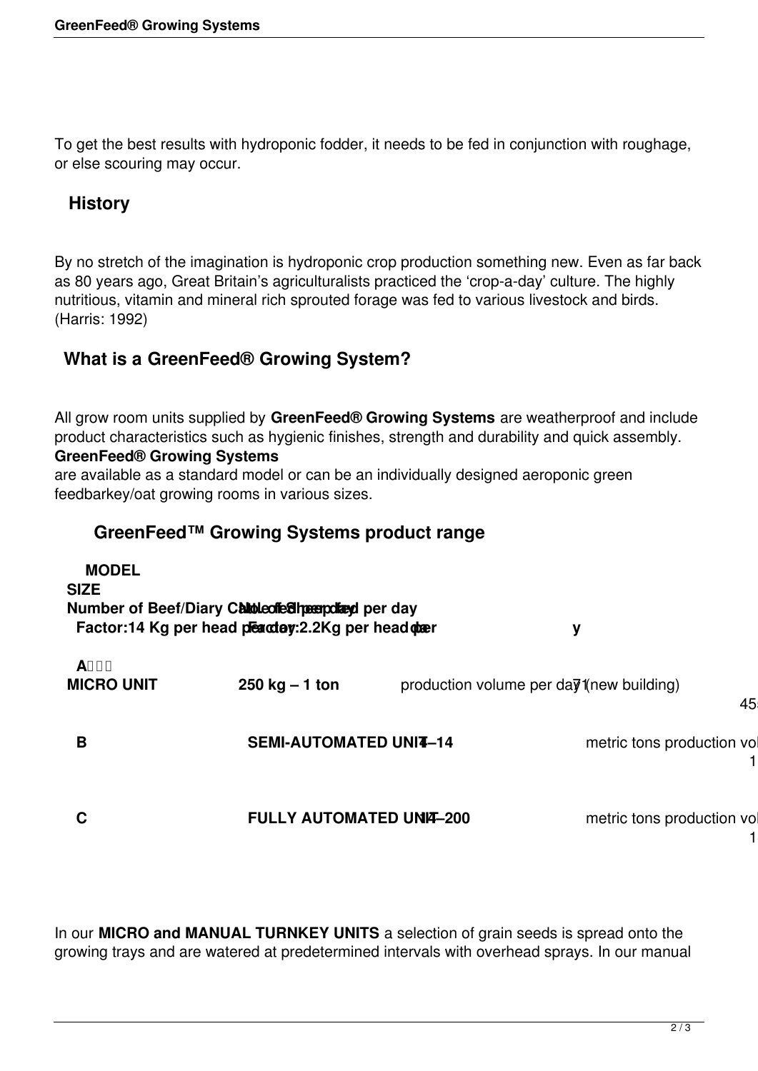To get the best results with hydroponic fodder, it needs to be fed in conjunction with roughage, or else scouring may occur.

## History

By no stretch of the imagination is hydroponic crop production something new. Even as far back as 80 years ago, Great Britain's agriculturalists practiced the 'crop-a-day' culture. The highly nutritious, vitamin and mineral rich sprouted forage was fed to various livestock and birds. (Harris: 1992)

## What is a GreenFeed® Growing System?

All grow room units supplied by **GreenFeed® Growing Systems** are weatherproof and include product characteristics such as hygienic finishes, strength and durability and quick assembly. **GreenFeed® Growing Systems** are available as a standard model or can be an individually designed aeroponic green feedbarkey/oat growing rooms in various sizes.

## GreenFeed™ Growing Systems product range

| MODEL | SIZE | | Number of Beef/Diary Cattle fed per day Factor:14 Kg per head per day | No. of Sheep fed per day Factor:2.2Kg per head per day |
|---|---|---|---|---|
| A | MICRO UNIT | 250 kg – 1 ton | production volume per day (new building) | 71 45 |
| B | SEMI-AUTOMATED UNIT | 1–14 | metric tons production vol | 1 |
| C | FULLY AUTOMATED UNIT | 14–200 | metric tons production vol | 1 |

In our **MICRO and MANUAL TURNKEY UNITS** a selection of grain seeds is spread onto the growing trays and are watered at predetermined intervals with overhead sprays. In our manual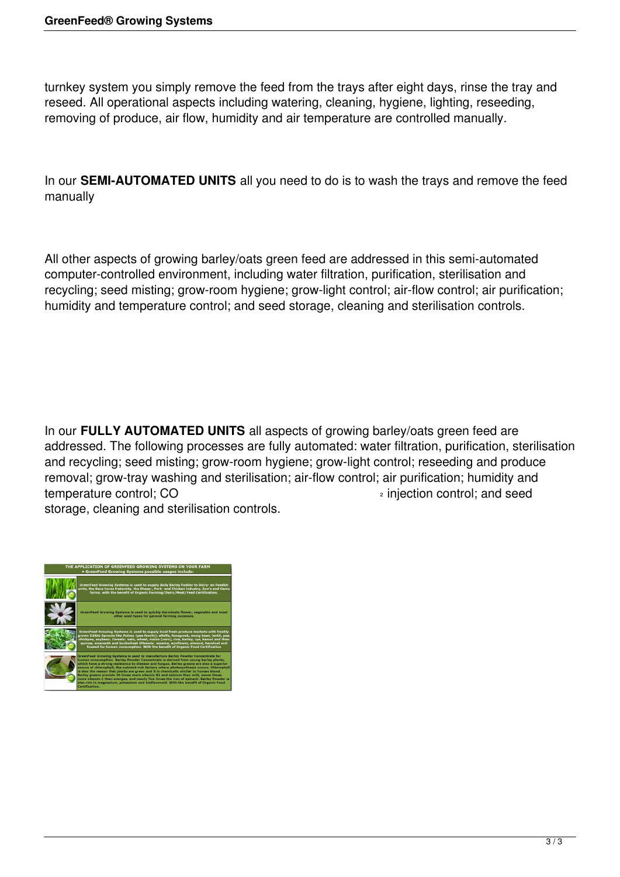turnkey system you simply remove the feed from the trays after eight days, rinse the tray and reseed. All operational aspects including watering, cleaning, hygiene, lighting, reseeding, removing of produce, air flow, humidity and air temperature are controlled manually.

In our **SEMI-AUTOMATED UNITS** all you need to do is to wash the trays and remove the feed manually

All other aspects of growing barley/oats green feed are addressed in this semi-automated computer-controlled environment, including water filtration, purification, sterilisation and recycling; seed misting; grow-room hygiene; grow-light control; air-flow control; air purification; humidity and temperature control; and seed storage, cleaning and sterilisation controls.

In our **FULLY AUTOMATED UNITS** all aspects of growing barley/oats green feed are addressed. The following processes are fully automated: water filtration, purification, sterilisation and recycling; seed misting; grow-room hygiene; grow-light control; reseeding and produce removal; grow-tray washing and sterilisation; air-flow control; air purification; humidity and temperature control; $CO_2$ injection control; and seed storage, cleaning and sterilisation controls.